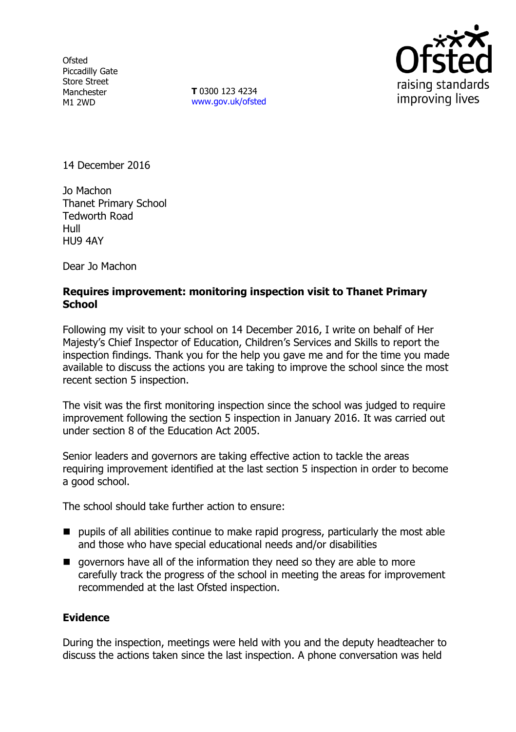Ofsted
Piccadilly Gate
Store Street
Manchester
M1 2WD

**T** 0300 123 4234
www.gov.uk/ofsted

14 December 2016

Jo Machon
Thanet Primary School
Tedworth Road
Hull
HU9 4AY

Dear Jo Machon

**Requires improvement: monitoring inspection visit to Thanet Primary School**

Following my visit to your school on 14 December 2016, I write on behalf of Her Majesty's Chief Inspector of Education, Children's Services and Skills to report the inspection findings. Thank you for the help you gave me and for the time you made available to discuss the actions you are taking to improve the school since the most recent section 5 inspection.

The visit was the first monitoring inspection since the school was judged to require improvement following the section 5 inspection in January 2016. It was carried out under section 8 of the Education Act 2005.

Senior leaders and governors are taking effective action to tackle the areas requiring improvement identified at the last section 5 inspection in order to become a good school.

The school should take further action to ensure:

- pupils of all abilities continue to make rapid progress, particularly the most able and those who have special educational needs and/or disabilities
- governors have all of the information they need so they are able to more carefully track the progress of the school in meeting the areas for improvement recommended at the last Ofsted inspection.

**Evidence**

During the inspection, meetings were held with you and the deputy headteacher to discuss the actions taken since the last inspection. A phone conversation was held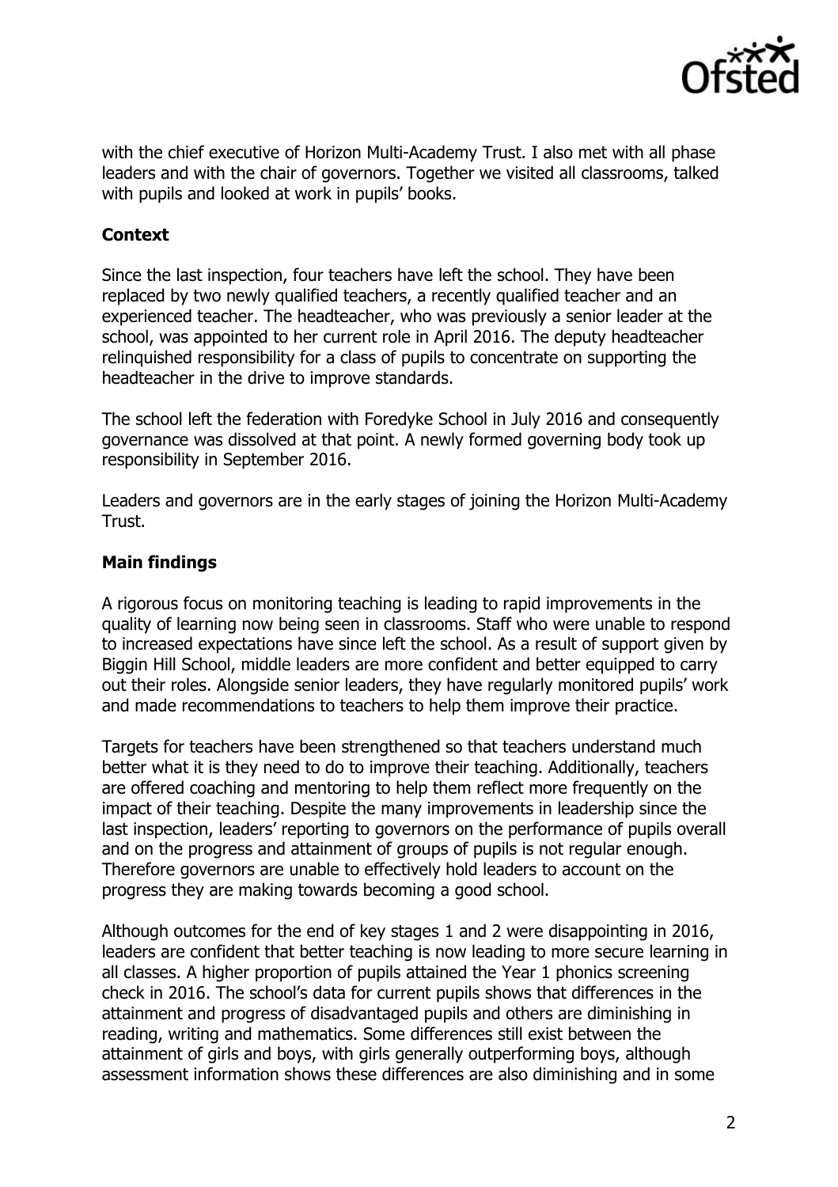with the chief executive of Horizon Multi-Academy Trust. I also met with all phase leaders and with the chair of governors. Together we visited all classrooms, talked with pupils and looked at work in pupils' books.

## Context

Since the last inspection, four teachers have left the school. They have been replaced by two newly qualified teachers, a recently qualified teacher and an experienced teacher. The headteacher, who was previously a senior leader at the school, was appointed to her current role in April 2016. The deputy headteacher relinquished responsibility for a class of pupils to concentrate on supporting the headteacher in the drive to improve standards.

The school left the federation with Foredyke School in July 2016 and consequently governance was dissolved at that point. A newly formed governing body took up responsibility in September 2016.

Leaders and governors are in the early stages of joining the Horizon Multi-Academy Trust.

## Main findings

A rigorous focus on monitoring teaching is leading to rapid improvements in the quality of learning now being seen in classrooms. Staff who were unable to respond to increased expectations have since left the school. As a result of support given by Biggin Hill School, middle leaders are more confident and better equipped to carry out their roles. Alongside senior leaders, they have regularly monitored pupils' work and made recommendations to teachers to help them improve their practice.

Targets for teachers have been strengthened so that teachers understand much better what it is they need to do to improve their teaching. Additionally, teachers are offered coaching and mentoring to help them reflect more frequently on the impact of their teaching. Despite the many improvements in leadership since the last inspection, leaders' reporting to governors on the performance of pupils overall and on the progress and attainment of groups of pupils is not regular enough. Therefore governors are unable to effectively hold leaders to account on the progress they are making towards becoming a good school.

Although outcomes for the end of key stages 1 and 2 were disappointing in 2016, leaders are confident that better teaching is now leading to more secure learning in all classes. A higher proportion of pupils attained the Year 1 phonics screening check in 2016. The school's data for current pupils shows that differences in the attainment and progress of disadvantaged pupils and others are diminishing in reading, writing and mathematics. Some differences still exist between the attainment of girls and boys, with girls generally outperforming boys, although assessment information shows these differences are also diminishing and in some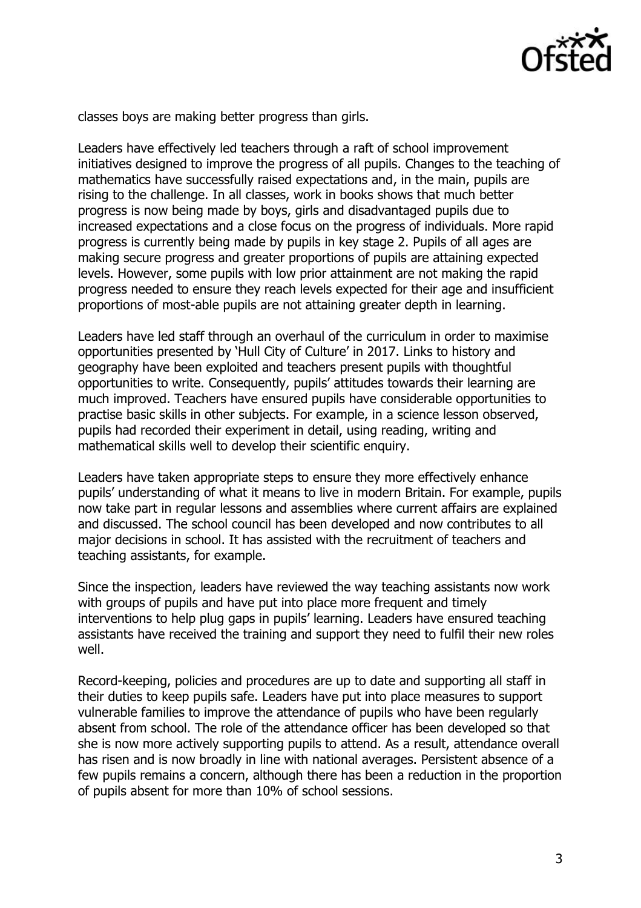classes boys are making better progress than girls.

Leaders have effectively led teachers through a raft of school improvement initiatives designed to improve the progress of all pupils. Changes to the teaching of mathematics have successfully raised expectations and, in the main, pupils are rising to the challenge. In all classes, work in books shows that much better progress is now being made by boys, girls and disadvantaged pupils due to increased expectations and a close focus on the progress of individuals. More rapid progress is currently being made by pupils in key stage 2. Pupils of all ages are making secure progress and greater proportions of pupils are attaining expected levels. However, some pupils with low prior attainment are not making the rapid progress needed to ensure they reach levels expected for their age and insufficient proportions of most-able pupils are not attaining greater depth in learning.

Leaders have led staff through an overhaul of the curriculum in order to maximise opportunities presented by 'Hull City of Culture' in 2017. Links to history and geography have been exploited and teachers present pupils with thoughtful opportunities to write. Consequently, pupils' attitudes towards their learning are much improved. Teachers have ensured pupils have considerable opportunities to practise basic skills in other subjects. For example, in a science lesson observed, pupils had recorded their experiment in detail, using reading, writing and mathematical skills well to develop their scientific enquiry.

Leaders have taken appropriate steps to ensure they more effectively enhance pupils' understanding of what it means to live in modern Britain. For example, pupils now take part in regular lessons and assemblies where current affairs are explained and discussed. The school council has been developed and now contributes to all major decisions in school. It has assisted with the recruitment of teachers and teaching assistants, for example.

Since the inspection, leaders have reviewed the way teaching assistants now work with groups of pupils and have put into place more frequent and timely interventions to help plug gaps in pupils' learning. Leaders have ensured teaching assistants have received the training and support they need to fulfil their new roles well.

Record-keeping, policies and procedures are up to date and supporting all staff in their duties to keep pupils safe. Leaders have put into place measures to support vulnerable families to improve the attendance of pupils who have been regularly absent from school. The role of the attendance officer has been developed so that she is now more actively supporting pupils to attend. As a result, attendance overall has risen and is now broadly in line with national averages. Persistent absence of a few pupils remains a concern, although there has been a reduction in the proportion of pupils absent for more than 10% of school sessions.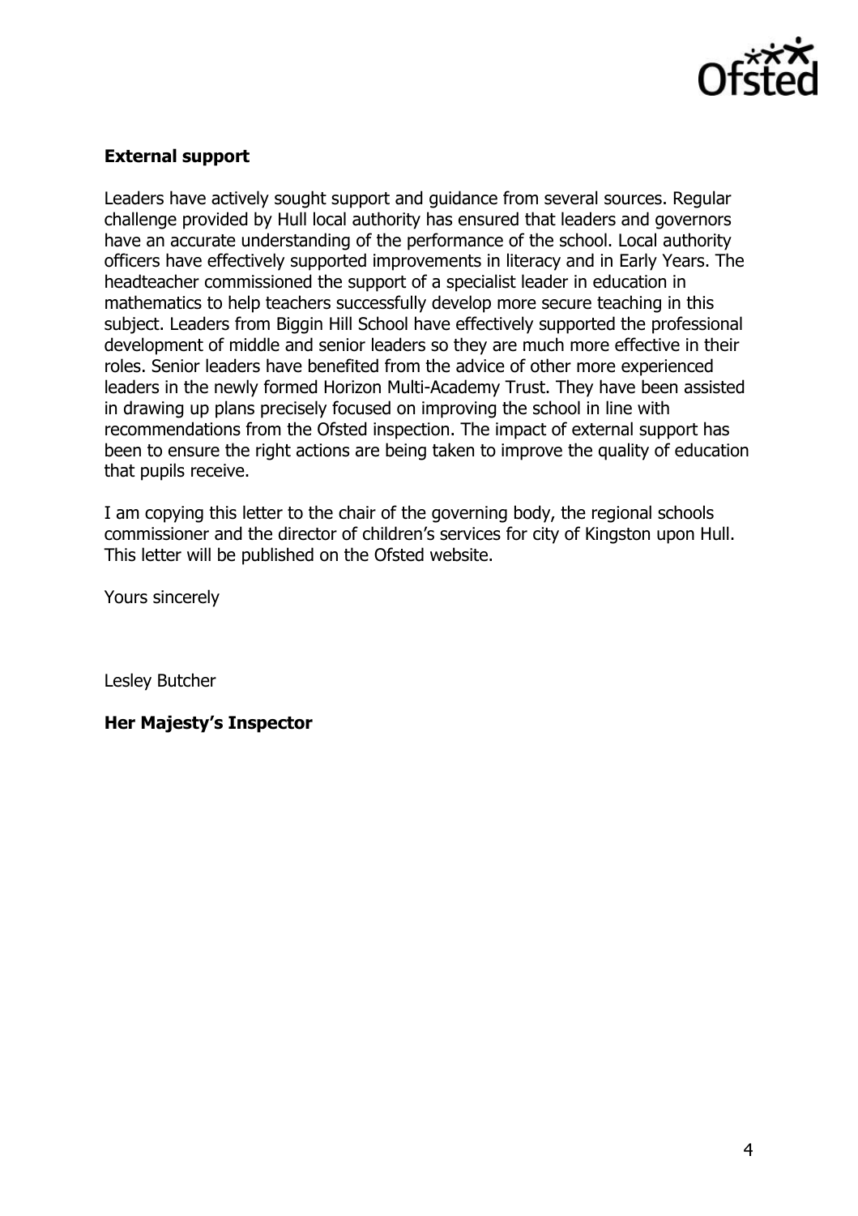**External support**

Leaders have actively sought support and guidance from several sources. Regular challenge provided by Hull local authority has ensured that leaders and governors have an accurate understanding of the performance of the school. Local authority officers have effectively supported improvements in literacy and in Early Years. The headteacher commissioned the support of a specialist leader in education in mathematics to help teachers successfully develop more secure teaching in this subject. Leaders from Biggin Hill School have effectively supported the professional development of middle and senior leaders so they are much more effective in their roles. Senior leaders have benefited from the advice of other more experienced leaders in the newly formed Horizon Multi-Academy Trust. They have been assisted in drawing up plans precisely focused on improving the school in line with recommendations from the Ofsted inspection. The impact of external support has been to ensure the right actions are being taken to improve the quality of education that pupils receive.

I am copying this letter to the chair of the governing body, the regional schools commissioner and the director of children's services for city of Kingston upon Hull. This letter will be published on the Ofsted website.

Yours sincerely

Lesley Butcher

**Her Majesty's Inspector**